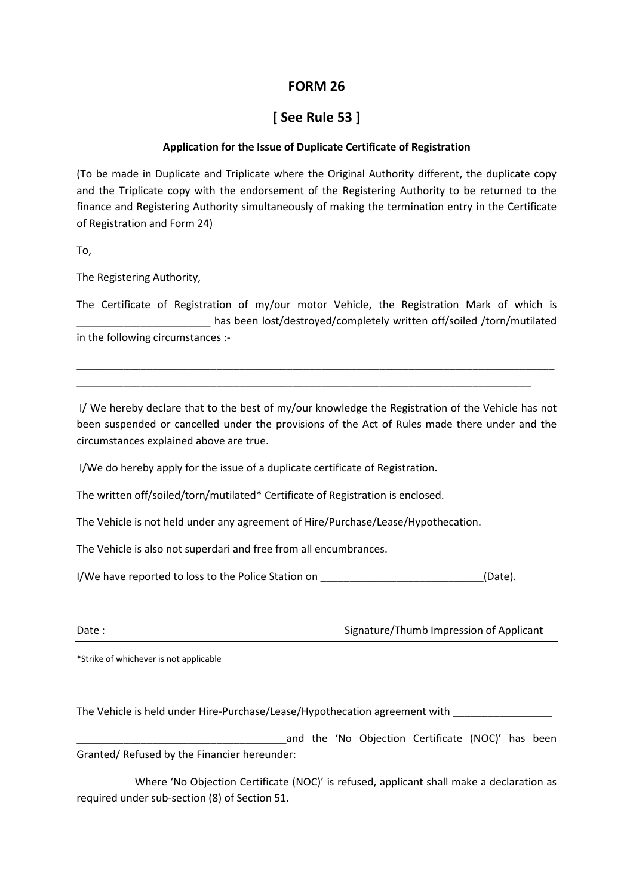# FORM 26

## [ See Rule 53 ]

**Application for the Issue of Duplicate Certificate of Registration**

(To be made in Duplicate and Triplicate where the Original Authority different, the duplicate copy and the Triplicate copy with the endorsement of the Registering Authority to be returned to the finance and Registering Authority simultaneously of making the termination entry in the Certificate of Registration and Form 24)

To,

The Registering Authority,

The Certificate of Registration of my/our motor Vehicle, the Registration Mark of which is _______________________ has been lost/destroyed/completely written off/soiled /torn/mutilated in the following circumstances :-

_____________________________________________________________________________________

_________________________________________________________________________________

I/ We hereby declare that to the best of my/our knowledge the Registration of the Vehicle has not been suspended or cancelled under the provisions of the Act of Rules made there under and the circumstances explained above are true.

I/We do hereby apply for the issue of a duplicate certificate of Registration.

The written off/soiled/torn/mutilated* Certificate of Registration is enclosed.

The Vehicle is not held under any agreement of Hire/Purchase/Lease/Hypothecation.

The Vehicle is also not superdari and free from all encumbrances.

I/We have reported to loss to the Police Station on ____________________________(Date).

Date : Signature/Thumb Impression of Applicant

---

*Strike of whichever is not applicable

The Vehicle is held under Hire-Purchase/Lease/Hypothecation agreement with _________________

____________________________________and the 'No Objection Certificate (NOC)' has been Granted/ Refused by the Financier hereunder:

Where 'No Objection Certificate (NOC)' is refused, applicant shall make a declaration as required under sub-section (8) of Section 51.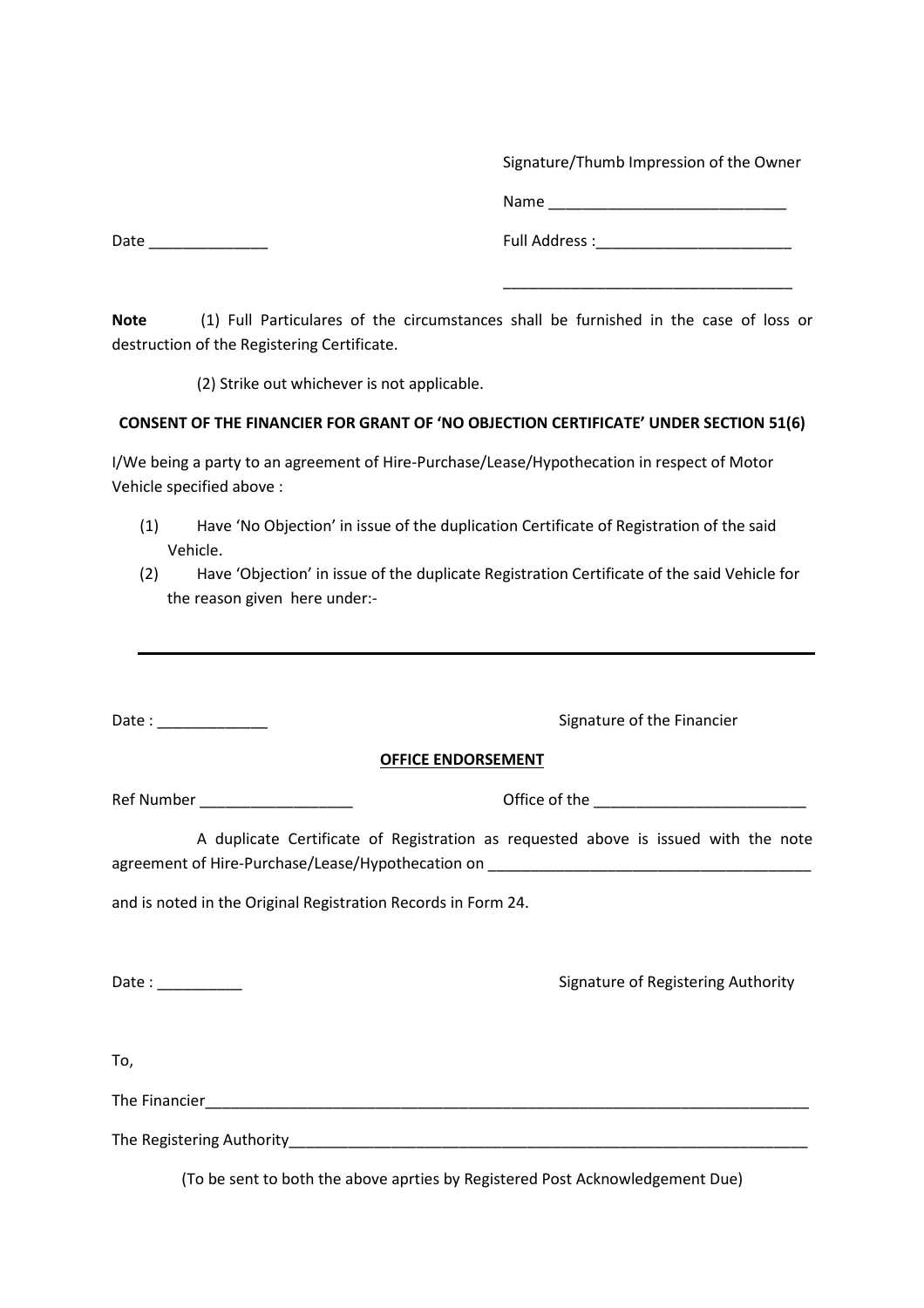Signature/Thumb Impression of the Owner

Name ____________________________

Date ______________ Full Address :_______________________

__________________________________

**Note** (1) Full Particulares of the circumstances shall be furnished in the case of loss or destruction of the Registering Certificate.

(2) Strike out whichever is not applicable.

**CONSENT OF THE FINANCIER FOR GRANT OF 'NO OBJECTION CERTIFICATE' UNDER SECTION 51(6)**

I/We being a party to an agreement of Hire-Purchase/Lease/Hypothecation in respect of Motor Vehicle specified above :

(1) Have 'No Objection' in issue of the duplication Certificate of Registration of the said Vehicle.

(2) Have 'Objection' in issue of the duplicate Registration Certificate of the said Vehicle for the reason given here under:-

---

Date : _____________ Signature of the Financier

**OFFICE ENDORSEMENT**

Ref Number __________________ Office of the _________________________

A duplicate Certificate of Registration as requested above is issued with the note agreement of Hire-Purchase/Lease/Hypothecation on ______________________________________

and is noted in the Original Registration Records in Form 24.

Date : __________ Signature of Registering Authority

To,

The Financier___________________________________________________________________________

The Registering Authority_________________________________________________________________

(To be sent to both the above aprties by Registered Post Acknowledgement Due)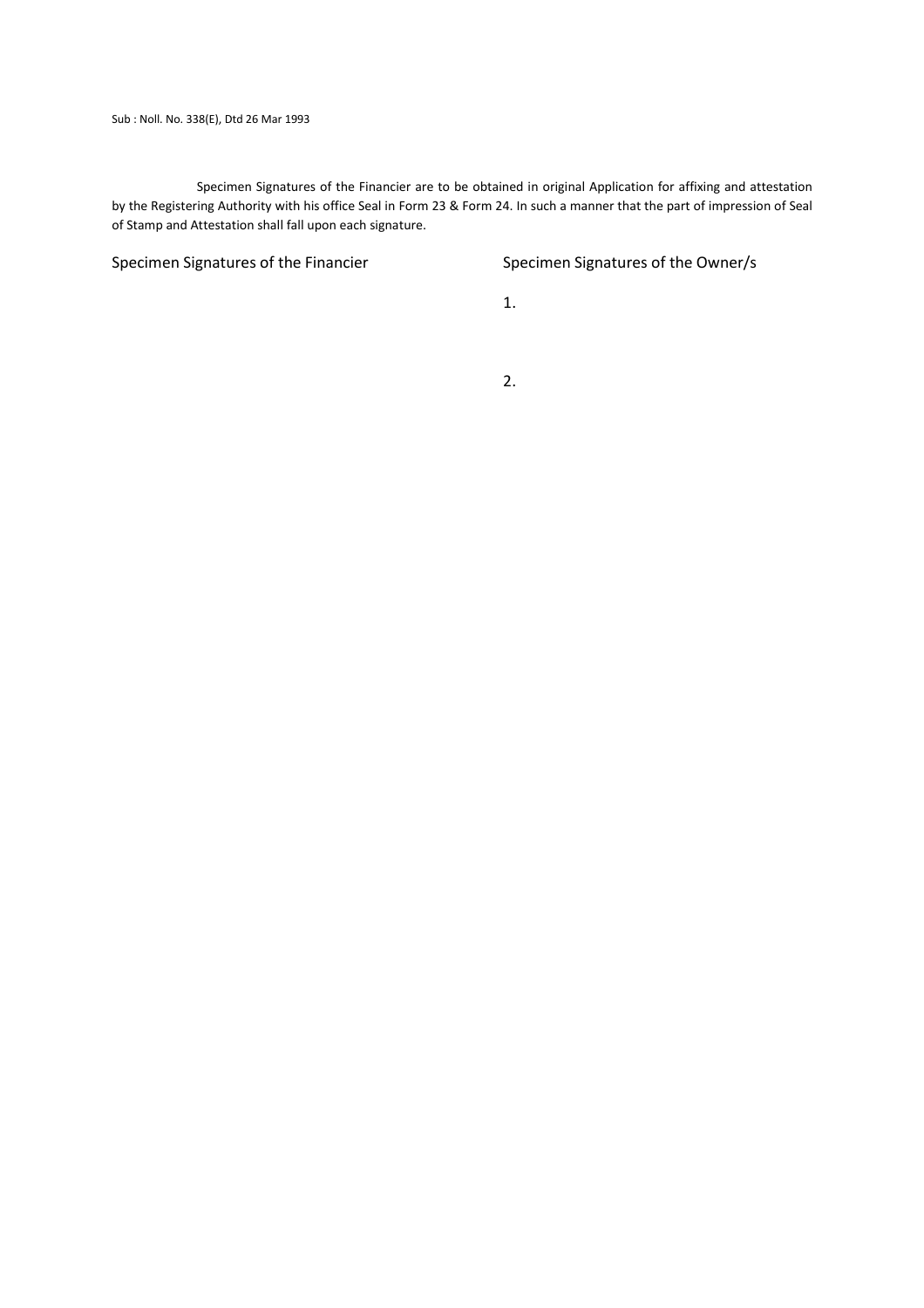Sub : Noll. No. 338(E), Dtd 26 Mar 1993

Specimen Signatures of the Financier are to be obtained in original Application for affixing and attestation by the Registering Authority with his office Seal in Form 23 & Form 24. In such a manner that the part of impression of Seal of Stamp and Attestation shall fall upon each signature.

| Specimen Signatures of the Financier | Specimen Signatures of the Owner/s |
|---|---|
| | 1. |
| | 2. |